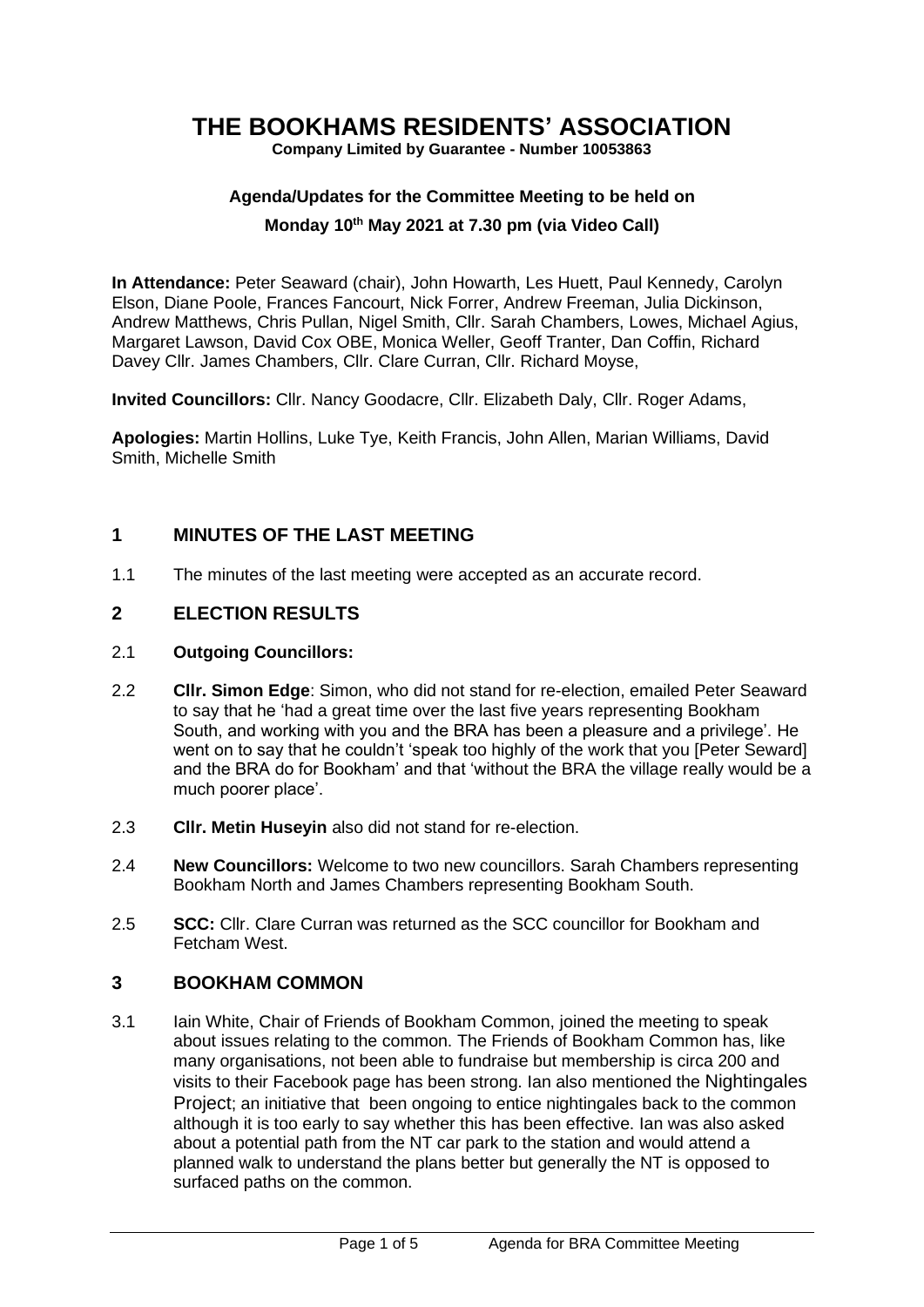# THE BOOKHAMS RESIDENTS' ASSOCIATION

**Company Limited by Guarantee - Number 10053863**

**Agenda/Updates for the Committee Meeting to be held on**

**Monday 10th May 2021 at 7.30 pm (via Video Call)**

**In Attendance:** Peter Seaward (chair), John Howarth, Les Huett, Paul Kennedy, Carolyn Elson, Diane Poole, Frances Fancourt, Nick Forrer, Andrew Freeman, Julia Dickinson, Andrew Matthews, Chris Pullan, Nigel Smith, Cllr. Sarah Chambers, Lowes, Michael Agius, Margaret Lawson, David Cox OBE, Monica Weller, Geoff Tranter, Dan Coffin, Richard Davey Cllr. James Chambers, Cllr. Clare Curran, Cllr. Richard Moyse,

**Invited Councillors:** Cllr. Nancy Goodacre, Cllr. Elizabeth Daly, Cllr. Roger Adams,

**Apologies:** Martin Hollins, Luke Tye, Keith Francis, John Allen, Marian Williams, David Smith, Michelle Smith

## 1 MINUTES OF THE LAST MEETING

1.1 The minutes of the last meeting were accepted as an accurate record.

## 2 ELECTION RESULTS

2.1 **Outgoing Councillors:**

2.2 **Cllr. Simon Edge**: Simon, who did not stand for re-election, emailed Peter Seaward to say that he 'had a great time over the last five years representing Bookham South, and working with you and the BRA has been a pleasure and a privilege'. He went on to say that he couldn't 'speak too highly of the work that you [Peter Seward] and the BRA do for Bookham' and that 'without the BRA the village really would be a much poorer place'.

2.3 **Cllr. Metin Huseyin** also did not stand for re-election.

2.4 **New Councillors:** Welcome to two new councillors. Sarah Chambers representing Bookham North and James Chambers representing Bookham South.

2.5 **SCC:** Cllr. Clare Curran was returned as the SCC councillor for Bookham and Fetcham West.

## 3 BOOKHAM COMMON

3.1 Iain White, Chair of Friends of Bookham Common, joined the meeting to speak about issues relating to the common. The Friends of Bookham Common has, like many organisations, not been able to fundraise but membership is circa 200 and visits to their Facebook page has been strong. Ian also mentioned the Nightingales Project; an initiative that been ongoing to entice nightingales back to the common although it is too early to say whether this has been effective. Ian was also asked about a potential path from the NT car park to the station and would attend a planned walk to understand the plans better but generally the NT is opposed to surfaced paths on the common.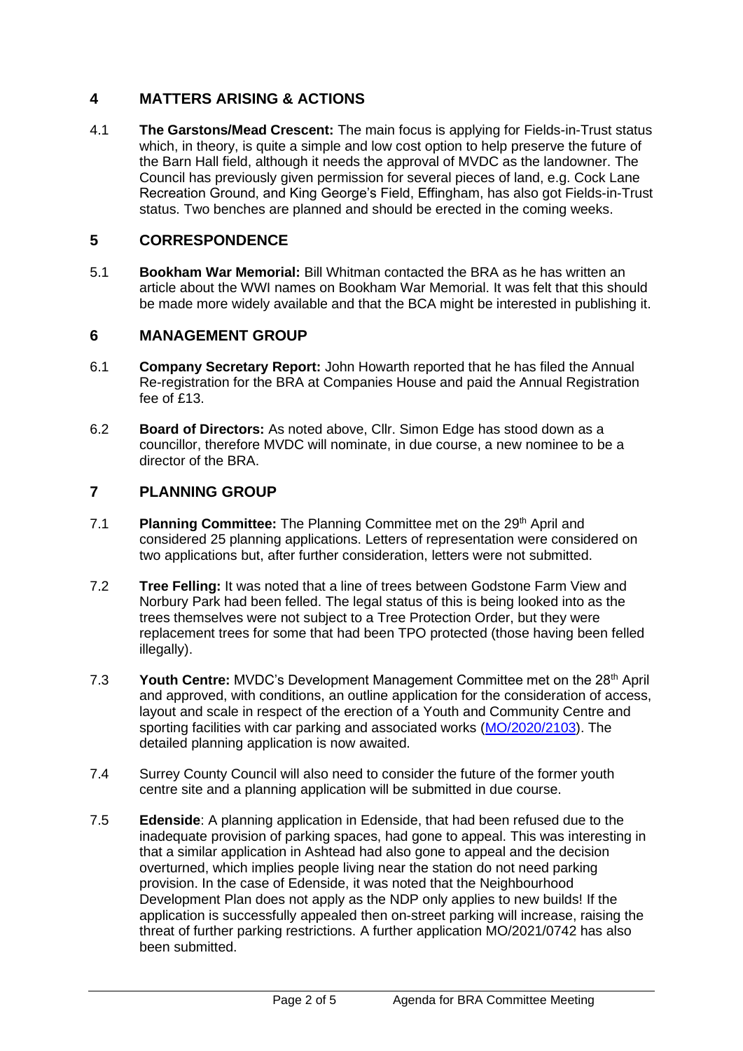## 4 MATTERS ARISING & ACTIONS

4.1 **The Garstons/Mead Crescent:** The main focus is applying for Fields-in-Trust status which, in theory, is quite a simple and low cost option to help preserve the future of the Barn Hall field, although it needs the approval of MVDC as the landowner. The Council has previously given permission for several pieces of land, e.g. Cock Lane Recreation Ground, and King George's Field, Effingham, has also got Fields-in-Trust status. Two benches are planned and should be erected in the coming weeks.

## 5 CORRESPONDENCE

5.1 **Bookham War Memorial:** Bill Whitman contacted the BRA as he has written an article about the WWI names on Bookham War Memorial. It was felt that this should be made more widely available and that the BCA might be interested in publishing it.

## 6 MANAGEMENT GROUP

6.1 **Company Secretary Report:** John Howarth reported that he has filed the Annual Re-registration for the BRA at Companies House and paid the Annual Registration fee of £13.

6.2 **Board of Directors:** As noted above, Cllr. Simon Edge has stood down as a councillor, therefore MVDC will nominate, in due course, a new nominee to be a director of the BRA.

## 7 PLANNING GROUP

7.1 **Planning Committee:** The Planning Committee met on the 29th April and considered 25 planning applications. Letters of representation were considered on two applications but, after further consideration, letters were not submitted.

7.2 **Tree Felling:** It was noted that a line of trees between Godstone Farm View and Norbury Park had been felled. The legal status of this is being looked into as the trees themselves were not subject to a Tree Protection Order, but they were replacement trees for some that had been TPO protected (those having been felled illegally).

7.3 **Youth Centre:** MVDC's Development Management Committee met on the 28th April and approved, with conditions, an outline application for the consideration of access, layout and scale in respect of the erection of a Youth and Community Centre and sporting facilities with car parking and associated works (MO/2020/2103). The detailed planning application is now awaited.

7.4 Surrey County Council will also need to consider the future of the former youth centre site and a planning application will be submitted in due course.

7.5 **Edenside**: A planning application in Edenside, that had been refused due to the inadequate provision of parking spaces, had gone to appeal. This was interesting in that a similar application in Ashtead had also gone to appeal and the decision overturned, which implies people living near the station do not need parking provision. In the case of Edenside, it was noted that the Neighbourhood Development Plan does not apply as the NDP only applies to new builds! If the application is successfully appealed then on-street parking will increase, raising the threat of further parking restrictions. A further application MO/2021/0742 has also been submitted.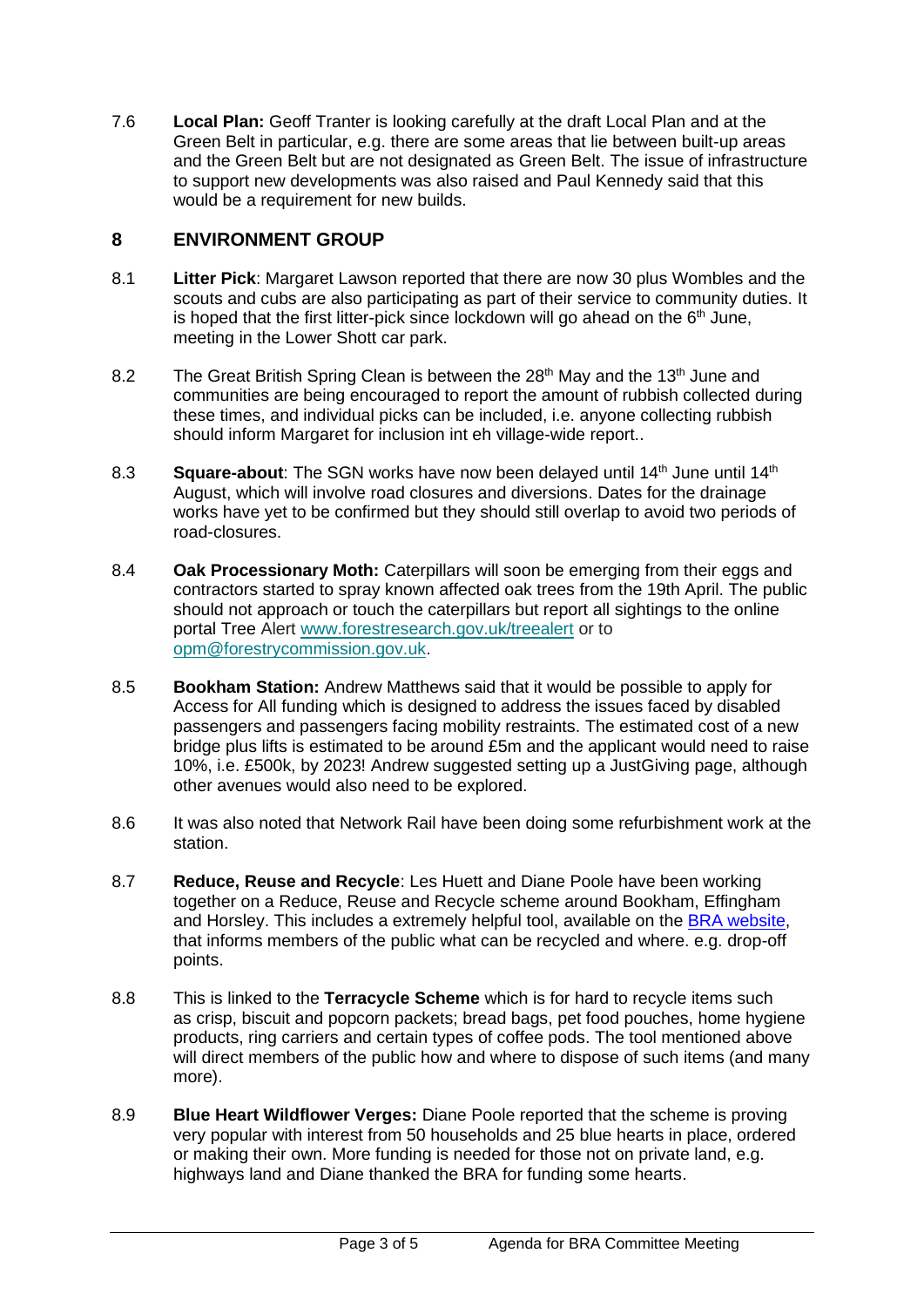7.6 **Local Plan:** Geoff Tranter is looking carefully at the draft Local Plan and at the Green Belt in particular, e.g. there are some areas that lie between built-up areas and the Green Belt but are not designated as Green Belt. The issue of infrastructure to support new developments was also raised and Paul Kennedy said that this would be a requirement for new builds.

## 8 ENVIRONMENT GROUP

8.1 **Litter Pick**: Margaret Lawson reported that there are now 30 plus Wombles and the scouts and cubs are also participating as part of their service to community duties. It is hoped that the first litter-pick since lockdown will go ahead on the 6th June, meeting in the Lower Shott car park.

8.2 The Great British Spring Clean is between the 28th May and the 13th June and communities are being encouraged to report the amount of rubbish collected during these times, and individual picks can be included, i.e. anyone collecting rubbish should inform Margaret for inclusion int eh village-wide report..

8.3 **Square-about**: The SGN works have now been delayed until 14th June until 14th August, which will involve road closures and diversions. Dates for the drainage works have yet to be confirmed but they should still overlap to avoid two periods of road-closures.

8.4 **Oak Processionary Moth:** Caterpillars will soon be emerging from their eggs and contractors started to spray known affected oak trees from the 19th April. The public should not approach or touch the caterpillars but report all sightings to the online portal Tree Alert www.forestresearch.gov.uk/treealert or to opm@forestrycommission.gov.uk.

8.5 **Bookham Station:** Andrew Matthews said that it would be possible to apply for Access for All funding which is designed to address the issues faced by disabled passengers and passengers facing mobility restraints. The estimated cost of a new bridge plus lifts is estimated to be around £5m and the applicant would need to raise 10%, i.e. £500k, by 2023! Andrew suggested setting up a JustGiving page, although other avenues would also need to be explored.

8.6 It was also noted that Network Rail have been doing some refurbishment work at the station.

8.7 **Reduce, Reuse and Recycle**: Les Huett and Diane Poole have been working together on a Reduce, Reuse and Recycle scheme around Bookham, Effingham and Horsley. This includes a extremely helpful tool, available on the BRA website, that informs members of the public what can be recycled and where. e.g. drop-off points.

8.8 This is linked to the **Terracycle Scheme** which is for hard to recycle items such as crisp, biscuit and popcorn packets; bread bags, pet food pouches, home hygiene products, ring carriers and certain types of coffee pods. The tool mentioned above will direct members of the public how and where to dispose of such items (and many more).

8.9 **Blue Heart Wildflower Verges:** Diane Poole reported that the scheme is proving very popular with interest from 50 households and 25 blue hearts in place, ordered or making their own. More funding is needed for those not on private land, e.g. highways land and Diane thanked the BRA for funding some hearts.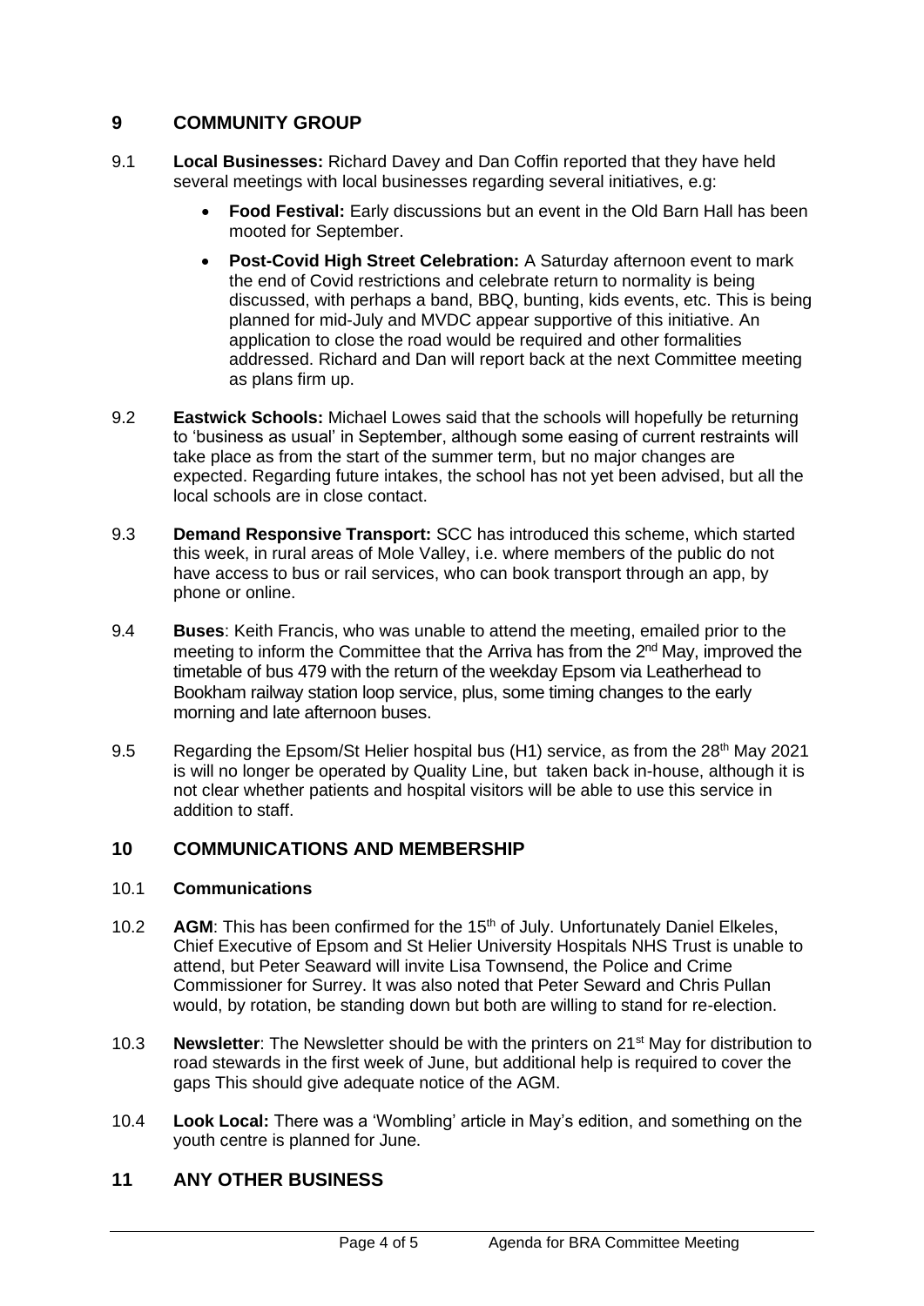## 9 COMMUNITY GROUP

9.1 **Local Businesses:** Richard Davey and Dan Coffin reported that they have held several meetings with local businesses regarding several initiatives, e.g:

- **Food Festival:** Early discussions but an event in the Old Barn Hall has been mooted for September.
- **Post-Covid High Street Celebration:** A Saturday afternoon event to mark the end of Covid restrictions and celebrate return to normality is being discussed, with perhaps a band, BBQ, bunting, kids events, etc. This is being planned for mid-July and MVDC appear supportive of this initiative. An application to close the road would be required and other formalities addressed. Richard and Dan will report back at the next Committee meeting as plans firm up.

9.2 **Eastwick Schools:** Michael Lowes said that the schools will hopefully be returning to 'business as usual' in September, although some easing of current restraints will take place as from the start of the summer term, but no major changes are expected. Regarding future intakes, the school has not yet been advised, but all the local schools are in close contact.

9.3 **Demand Responsive Transport:** SCC has introduced this scheme, which started this week, in rural areas of Mole Valley, i.e. where members of the public do not have access to bus or rail services, who can book transport through an app, by phone or online.

9.4 **Buses**: Keith Francis, who was unable to attend the meeting, emailed prior to the meeting to inform the Committee that the Arriva has from the 2nd May, improved the timetable of bus 479 with the return of the weekday Epsom via Leatherhead to Bookham railway station loop service, plus, some timing changes to the early morning and late afternoon buses.

9.5 Regarding the Epsom/St Helier hospital bus (H1) service, as from the 28th May 2021 is will no longer be operated by Quality Line, but taken back in-house, although it is not clear whether patients and hospital visitors will be able to use this service in addition to staff.

## 10 COMMUNICATIONS AND MEMBERSHIP

10.1 **Communications**

10.2 **AGM**: This has been confirmed for the 15th of July. Unfortunately Daniel Elkeles, Chief Executive of Epsom and St Helier University Hospitals NHS Trust is unable to attend, but Peter Seaward will invite Lisa Townsend, the Police and Crime Commissioner for Surrey. It was also noted that Peter Seward and Chris Pullan would, by rotation, be standing down but both are willing to stand for re-election.

10.3 **Newsletter**: The Newsletter should be with the printers on 21st May for distribution to road stewards in the first week of June, but additional help is required to cover the gaps This should give adequate notice of the AGM.

10.4 **Look Local:** There was a 'Wombling' article in May's edition, and something on the youth centre is planned for June.

## 11 ANY OTHER BUSINESS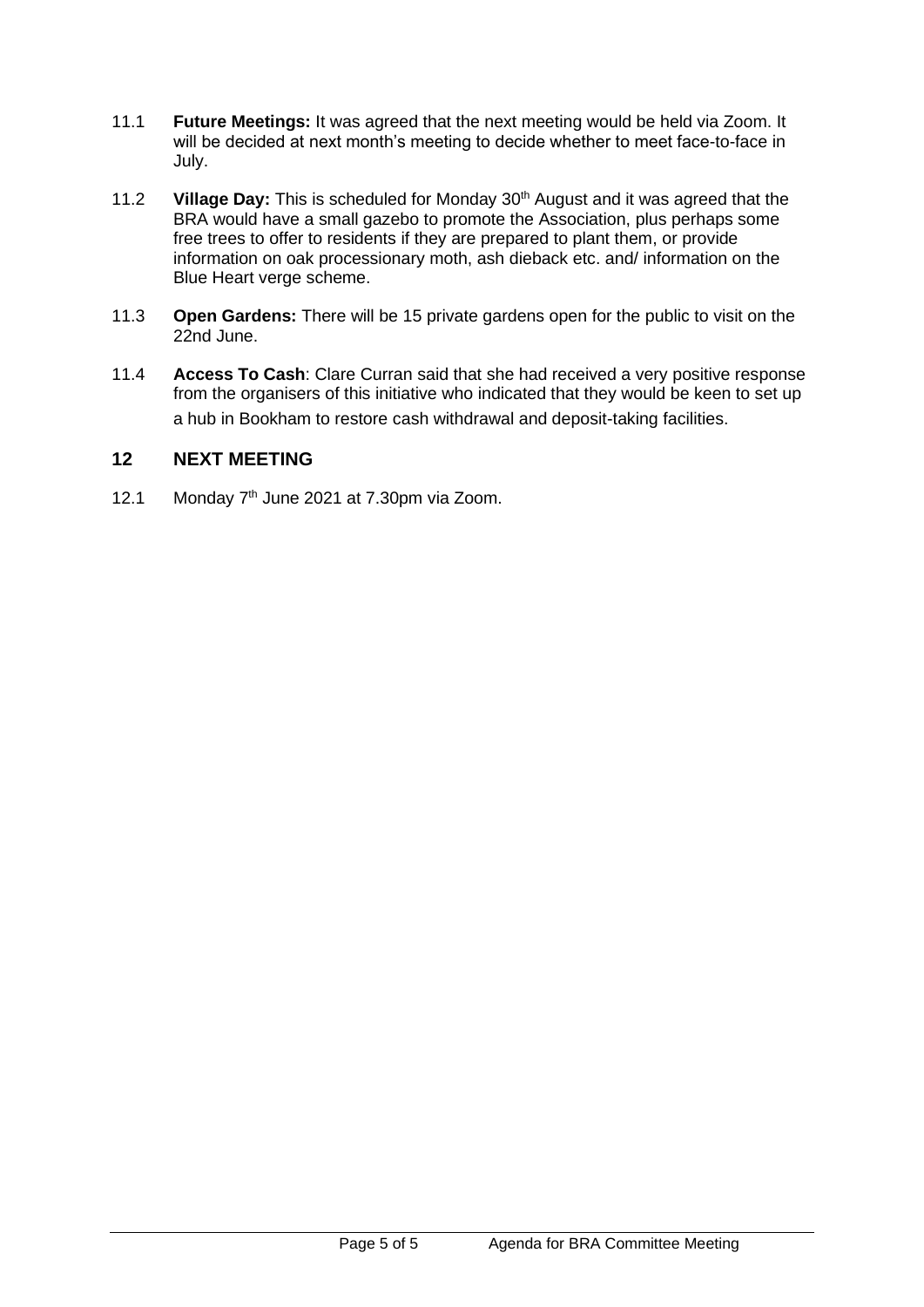11.1 **Future Meetings:** It was agreed that the next meeting would be held via Zoom. It will be decided at next month's meeting to decide whether to meet face-to-face in July.

11.2 **Village Day:** This is scheduled for Monday 30th August and it was agreed that the BRA would have a small gazebo to promote the Association, plus perhaps some free trees to offer to residents if they are prepared to plant them, or provide information on oak processionary moth, ash dieback etc. and/ information on the Blue Heart verge scheme.

11.3 **Open Gardens:** There will be 15 private gardens open for the public to visit on the 22nd June.

11.4 **Access To Cash**: Clare Curran said that she had received a very positive response from the organisers of this initiative who indicated that they would be keen to set up a hub in Bookham to restore cash withdrawal and deposit-taking facilities.

## 12 NEXT MEETING

12.1 Monday 7th June 2021 at 7.30pm via Zoom.